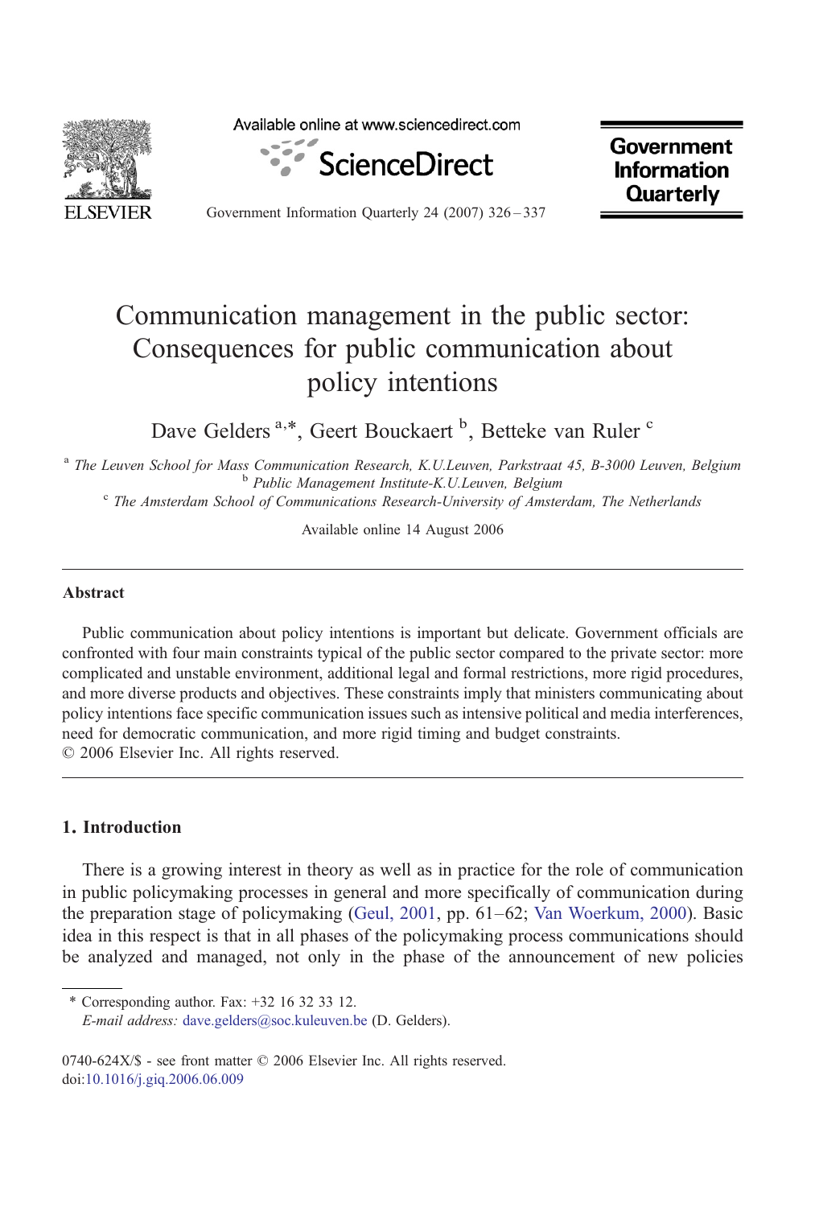# Communication management in the public sector: Consequences for public communication about policy intentions

Dave Gelders [a,*], Geert Bouckaert [b], Betteke van Ruler [c]

[a] *The Leuven School for Mass Communication Research, K.U.Leuven, Parkstraat 45, B-3000 Leuven, Belgium*
[b] *Public Management Institute-K.U.Leuven, Belgium*
[c] *The Amsterdam School of Communications Research-University of Amsterdam, The Netherlands*

Available online 14 August 2006

## Abstract

Public communication about policy intentions is important but delicate. Government officials are confronted with four main constraints typical of the public sector compared to the private sector: more complicated and unstable environment, additional legal and formal restrictions, more rigid procedures, and more diverse products and objectives. These constraints imply that ministers communicating about policy intentions face specific communication issues such as intensive political and media interferences, need for democratic communication, and more rigid timing and budget constraints.
© 2006 Elsevier Inc. All rights reserved.

## 1. Introduction

There is a growing interest in theory as well as in practice for the role of communication in public policymaking processes in general and more specifically of communication during the preparation stage of policymaking (Geul, 2001, pp. 61–62; Van Woerkum, 2000). Basic idea in this respect is that in all phases of the policymaking process communications should be analyzed and managed, not only in the phase of the announcement of new policies

---

\* Corresponding author. Fax: +32 16 32 33 12.
*E-mail address:* dave.gelders@soc.kuleuven.be (D. Gelders).

0740-624X/$ - see front matter © 2006 Elsevier Inc. All rights reserved.
doi:10.1016/j.giq.2006.06.009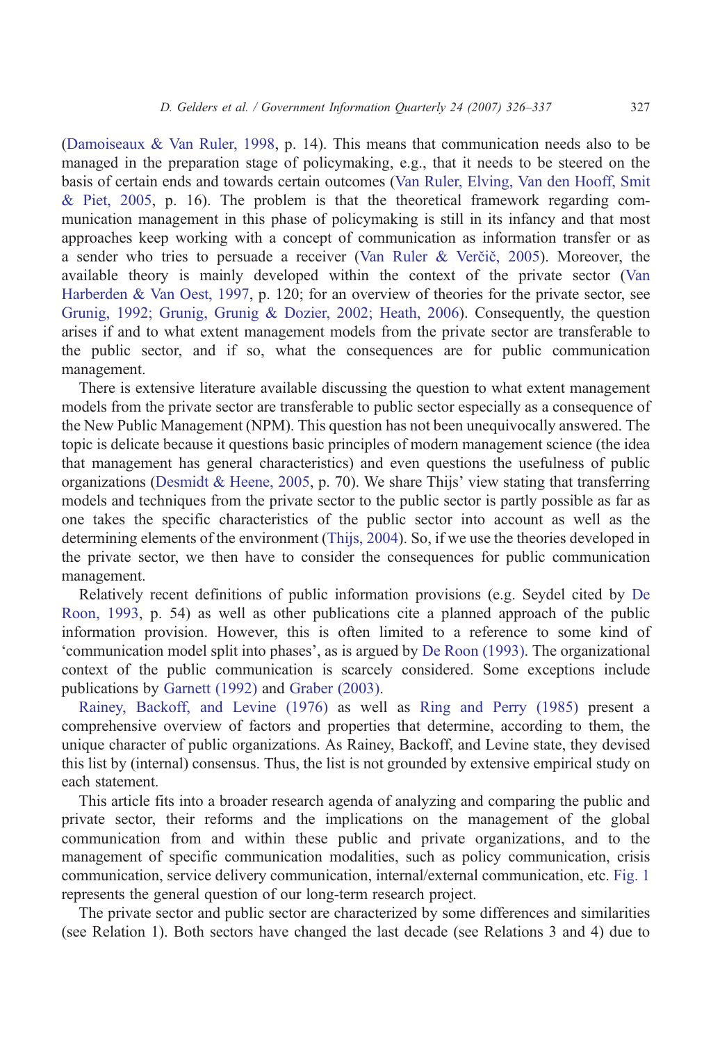(Damoiseaux & Van Ruler, 1998, p. 14). This means that communication needs also to be managed in the preparation stage of policymaking, e.g., that it needs to be steered on the basis of certain ends and towards certain outcomes (Van Ruler, Elving, Van den Hooff, Smit & Piet, 2005, p. 16). The problem is that the theoretical framework regarding communication management in this phase of policymaking is still in its infancy and that most approaches keep working with a concept of communication as information transfer or as a sender who tries to persuade a receiver (Van Ruler & Verčič, 2005). Moreover, the available theory is mainly developed within the context of the private sector (Van Harberden & Van Oest, 1997, p. 120; for an overview of theories for the private sector, see Grunig, 1992; Grunig, Grunig & Dozier, 2002; Heath, 2006). Consequently, the question arises if and to what extent management models from the private sector are transferable to the public sector, and if so, what the consequences are for public communication management.

There is extensive literature available discussing the question to what extent management models from the private sector are transferable to public sector especially as a consequence of the New Public Management (NPM). This question has not been unequivocally answered. The topic is delicate because it questions basic principles of modern management science (the idea that management has general characteristics) and even questions the usefulness of public organizations (Desmidt & Heene, 2005, p. 70). We share Thijs' view stating that transferring models and techniques from the private sector to the public sector is partly possible as far as one takes the specific characteristics of the public sector into account as well as the determining elements of the environment (Thijs, 2004). So, if we use the theories developed in the private sector, we then have to consider the consequences for public communication management.

Relatively recent definitions of public information provisions (e.g. Seydel cited by De Roon, 1993, p. 54) as well as other publications cite a planned approach of the public information provision. However, this is often limited to a reference to some kind of 'communication model split into phases', as is argued by De Roon (1993). The organizational context of the public communication is scarcely considered. Some exceptions include publications by Garnett (1992) and Graber (2003).

Rainey, Backoff, and Levine (1976) as well as Ring and Perry (1985) present a comprehensive overview of factors and properties that determine, according to them, the unique character of public organizations. As Rainey, Backoff, and Levine state, they devised this list by (internal) consensus. Thus, the list is not grounded by extensive empirical study on each statement.

This article fits into a broader research agenda of analyzing and comparing the public and private sector, their reforms and the implications on the management of the global communication from and within these public and private organizations, and to the management of specific communication modalities, such as policy communication, crisis communication, service delivery communication, internal/external communication, etc. Fig. 1 represents the general question of our long-term research project.

The private sector and public sector are characterized by some differences and similarities (see Relation 1). Both sectors have changed the last decade (see Relations 3 and 4) due to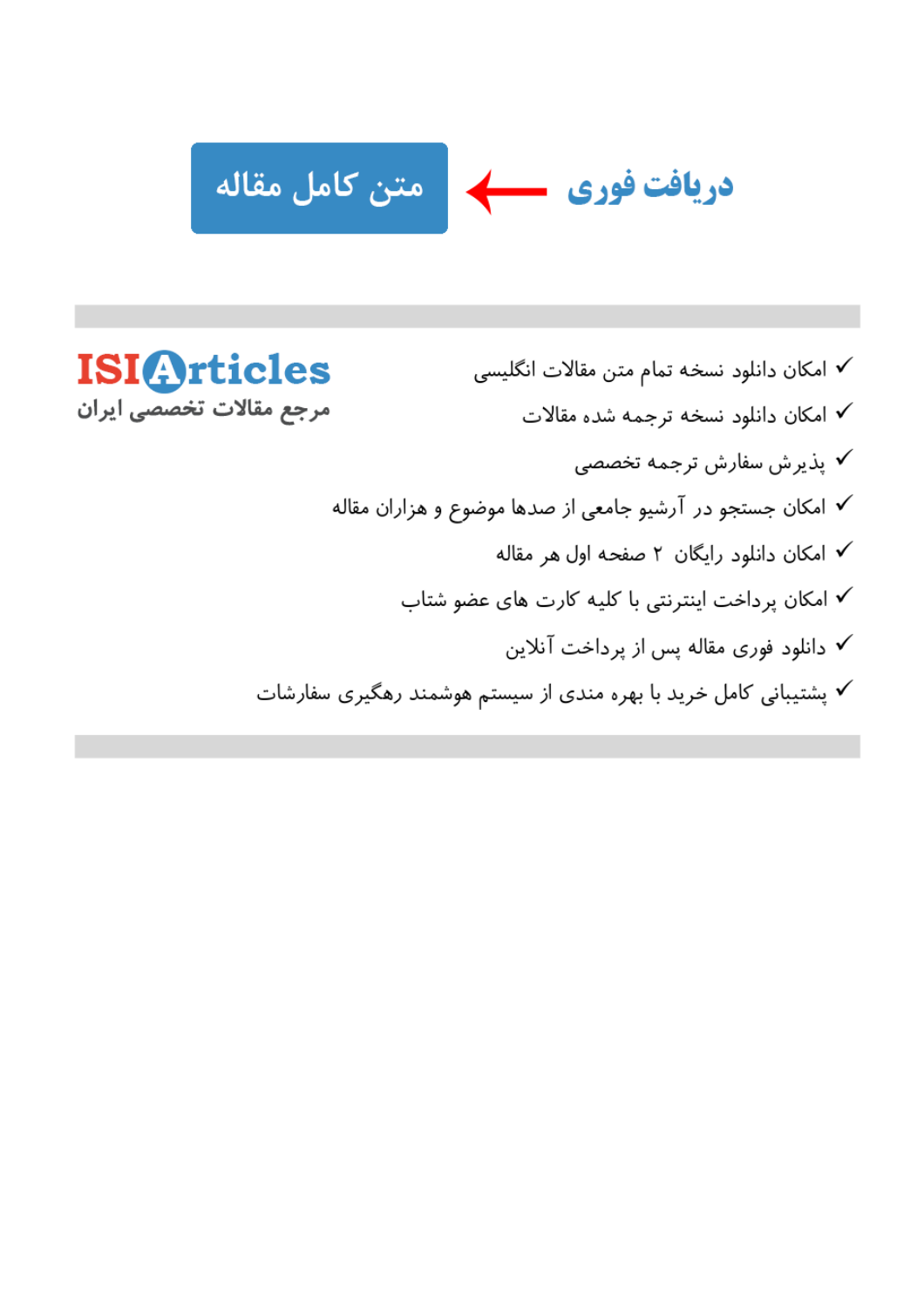دریافت فوری ← **متن کامل مقاله**

**ISIArticles**
مرجع مقالات تخصصی ایران

- ✓ امکان دانلود نسخه تمام متن مقالات انگلیسی
- ✓ امکان دانلود نسخه ترجمه شده مقالات
- ✓ پذیرش سفارش ترجمه تخصصی
- ✓ امکان جستجو در آرشیو جامعی از صدها موضوع و هزاران مقاله
- ✓ امکان دانلود رایگان ۲ صفحه اول هر مقاله
- ✓ امکان پرداخت اینترنتی با کلیه کارت های عضو شتاب
- ✓ دانلود فوری مقاله پس از پرداخت آنلاین
- ✓ پشتیبانی کامل خرید با بهره مندی از سیستم هوشمند رهگیری سفارشات